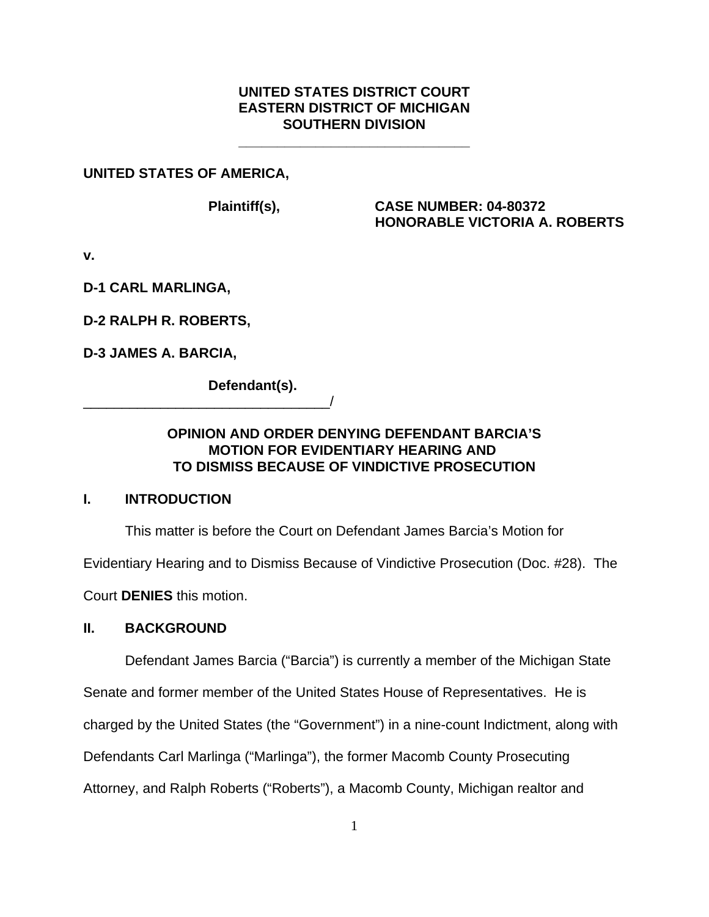**UNITED STATES DISTRICT COURT**
**EASTERN DISTRICT OF MICHIGAN**
**SOUTHERN DIVISION**

---

**UNITED STATES OF AMERICA,**

**Plaintiff(s),** **CASE NUMBER: 04-80372**
**HONORABLE VICTORIA A. ROBERTS**

**v.**

**D-1 CARL MARLINGA,**

**D-2 RALPH R. ROBERTS,**

**D-3 JAMES A. BARCIA,**

**Defendant(s).**
________________________________/

**OPINION AND ORDER DENYING DEFENDANT BARCIA'S MOTION FOR EVIDENTIARY HEARING AND TO DISMISS BECAUSE OF VINDICTIVE PROSECUTION**

## I. INTRODUCTION

This matter is before the Court on Defendant James Barcia's Motion for Evidentiary Hearing and to Dismiss Because of Vindictive Prosecution (Doc. #28). The Court **DENIES** this motion.

## II. BACKGROUND

Defendant James Barcia ("Barcia") is currently a member of the Michigan State Senate and former member of the United States House of Representatives. He is charged by the United States (the "Government") in a nine-count Indictment, along with Defendants Carl Marlinga ("Marlinga"), the former Macomb County Prosecuting Attorney, and Ralph Roberts ("Roberts"), a Macomb County, Michigan realtor and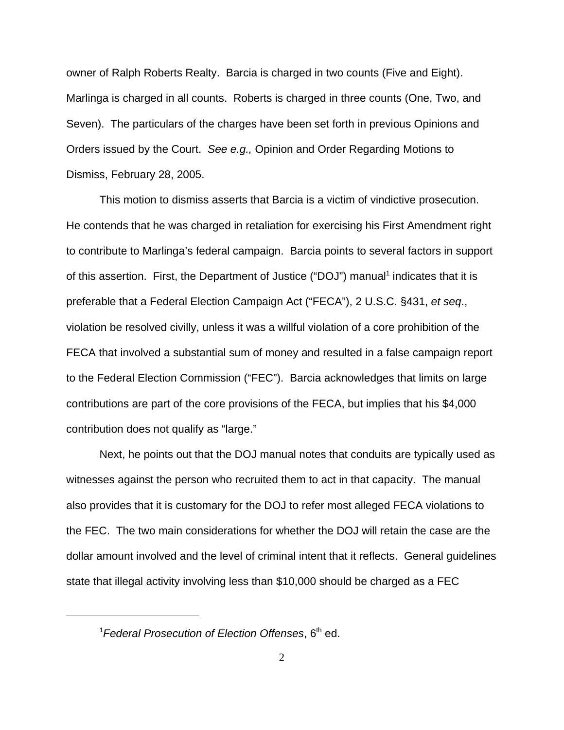owner of Ralph Roberts Realty. Barcia is charged in two counts (Five and Eight). Marlinga is charged in all counts. Roberts is charged in three counts (One, Two, and Seven). The particulars of the charges have been set forth in previous Opinions and Orders issued by the Court. *See e.g.,* Opinion and Order Regarding Motions to Dismiss, February 28, 2005.

This motion to dismiss asserts that Barcia is a victim of vindictive prosecution. He contends that he was charged in retaliation for exercising his First Amendment right to contribute to Marlinga's federal campaign. Barcia points to several factors in support of this assertion. First, the Department of Justice ("DOJ") manual[1] indicates that it is preferable that a Federal Election Campaign Act ("FECA"), 2 U.S.C. §431, *et seq.*, violation be resolved civilly, unless it was a willful violation of a core prohibition of the FECA that involved a substantial sum of money and resulted in a false campaign report to the Federal Election Commission ("FEC"). Barcia acknowledges that limits on large contributions are part of the core provisions of the FECA, but implies that his $4,000 contribution does not qualify as "large."

Next, he points out that the DOJ manual notes that conduits are typically used as witnesses against the person who recruited them to act in that capacity. The manual also provides that it is customary for the DOJ to refer most alleged FECA violations to the FEC. The two main considerations for whether the DOJ will retain the case are the dollar amount involved and the level of criminal intent that it reflects. General guidelines state that illegal activity involving less than $10,000 should be charged as a FEC

---

[1] *Federal Prosecution of Election Offenses*, 6th ed.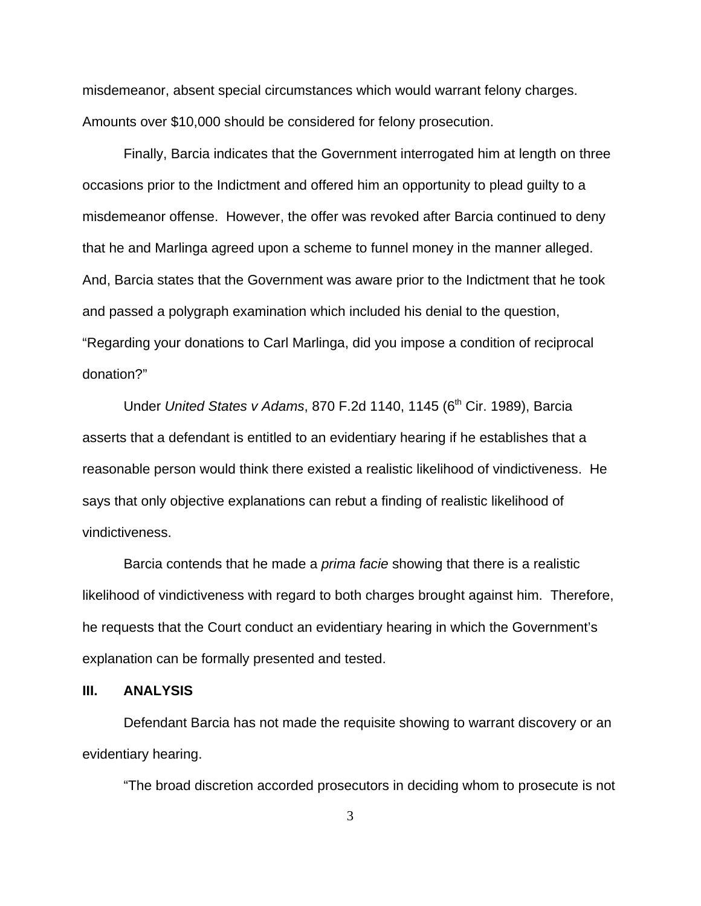misdemeanor, absent special circumstances which would warrant felony charges. Amounts over $10,000 should be considered for felony prosecution.

Finally, Barcia indicates that the Government interrogated him at length on three occasions prior to the Indictment and offered him an opportunity to plead guilty to a misdemeanor offense. However, the offer was revoked after Barcia continued to deny that he and Marlinga agreed upon a scheme to funnel money in the manner alleged. And, Barcia states that the Government was aware prior to the Indictment that he took and passed a polygraph examination which included his denial to the question, "Regarding your donations to Carl Marlinga, did you impose a condition of reciprocal donation?"

Under *United States v Adams*, 870 F.2d 1140, 1145 (6th Cir. 1989), Barcia asserts that a defendant is entitled to an evidentiary hearing if he establishes that a reasonable person would think there existed a realistic likelihood of vindictiveness. He says that only objective explanations can rebut a finding of realistic likelihood of vindictiveness.

Barcia contends that he made a *prima facie* showing that there is a realistic likelihood of vindictiveness with regard to both charges brought against him. Therefore, he requests that the Court conduct an evidentiary hearing in which the Government's explanation can be formally presented and tested.

## III. ANALYSIS

Defendant Barcia has not made the requisite showing to warrant discovery or an evidentiary hearing.

"The broad discretion accorded prosecutors in deciding whom to prosecute is not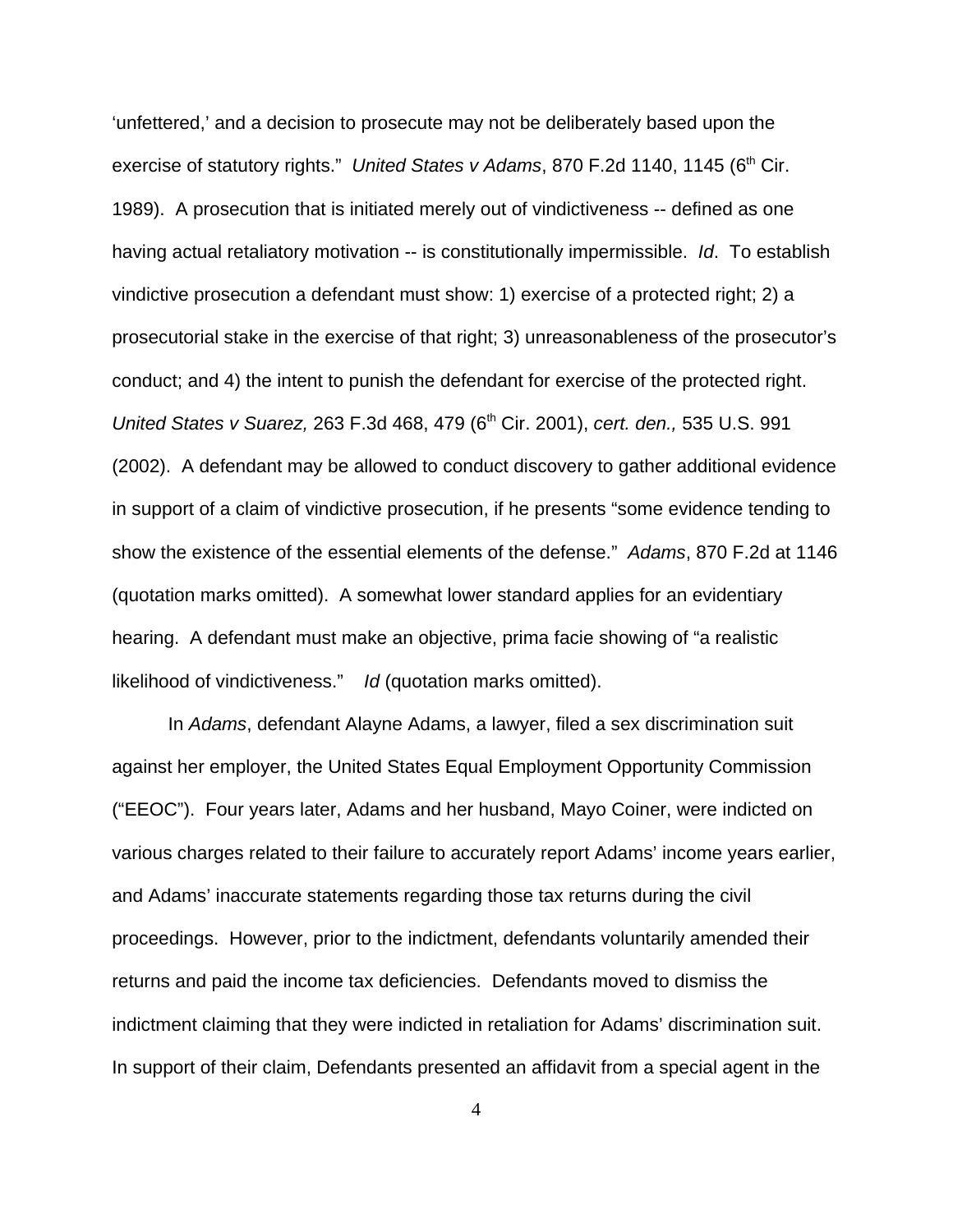'unfettered,' and a decision to prosecute may not be deliberately based upon the exercise of statutory rights." *United States v Adams*, 870 F.2d 1140, 1145 (6th Cir. 1989). A prosecution that is initiated merely out of vindictiveness -- defined as one having actual retaliatory motivation -- is constitutionally impermissible. *Id*. To establish vindictive prosecution a defendant must show: 1) exercise of a protected right; 2) a prosecutorial stake in the exercise of that right; 3) unreasonableness of the prosecutor's conduct; and 4) the intent to punish the defendant for exercise of the protected right. *United States v Suarez,* 263 F.3d 468, 479 (6th Cir. 2001), *cert. den.,* 535 U.S. 991 (2002). A defendant may be allowed to conduct discovery to gather additional evidence in support of a claim of vindictive prosecution, if he presents "some evidence tending to show the existence of the essential elements of the defense." *Adams*, 870 F.2d at 1146 (quotation marks omitted). A somewhat lower standard applies for an evidentiary hearing. A defendant must make an objective, prima facie showing of "a realistic likelihood of vindictiveness." *Id* (quotation marks omitted).

In *Adams*, defendant Alayne Adams, a lawyer, filed a sex discrimination suit against her employer, the United States Equal Employment Opportunity Commission ("EEOC"). Four years later, Adams and her husband, Mayo Coiner, were indicted on various charges related to their failure to accurately report Adams' income years earlier, and Adams' inaccurate statements regarding those tax returns during the civil proceedings. However, prior to the indictment, defendants voluntarily amended their returns and paid the income tax deficiencies. Defendants moved to dismiss the indictment claiming that they were indicted in retaliation for Adams' discrimination suit. In support of their claim, Defendants presented an affidavit from a special agent in the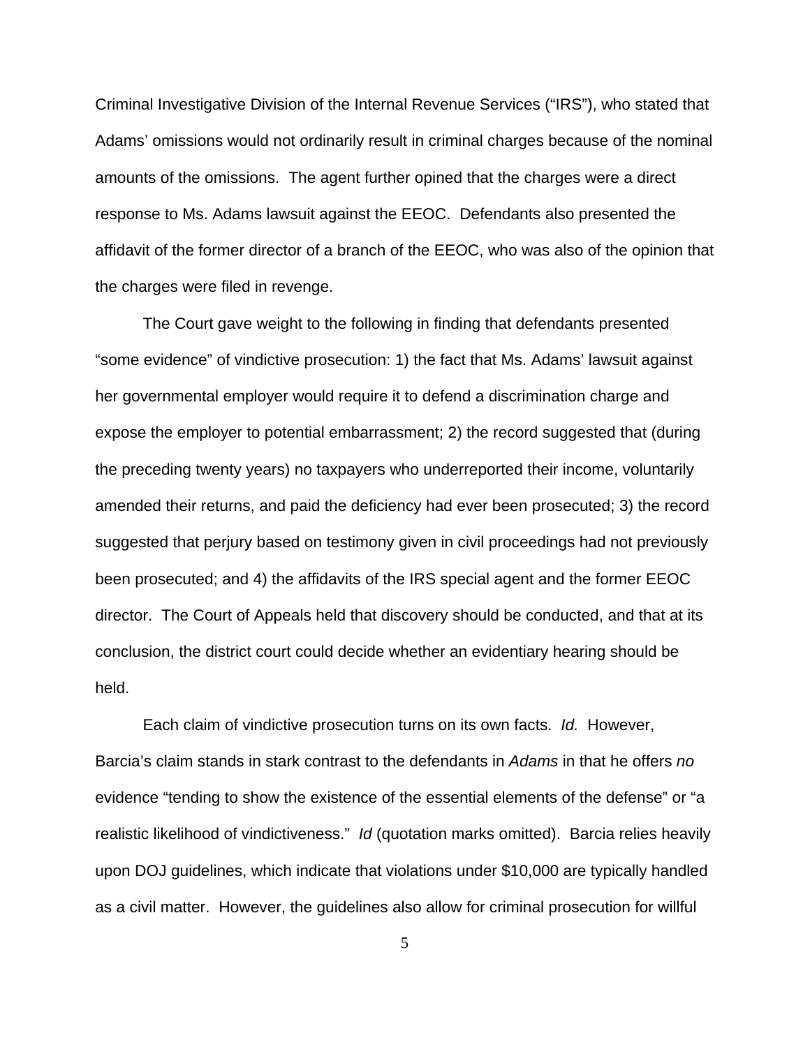Criminal Investigative Division of the Internal Revenue Services ("IRS"), who stated that Adams' omissions would not ordinarily result in criminal charges because of the nominal amounts of the omissions. The agent further opined that the charges were a direct response to Ms. Adams lawsuit against the EEOC. Defendants also presented the affidavit of the former director of a branch of the EEOC, who was also of the opinion that the charges were filed in revenge.

The Court gave weight to the following in finding that defendants presented "some evidence" of vindictive prosecution: 1) the fact that Ms. Adams' lawsuit against her governmental employer would require it to defend a discrimination charge and expose the employer to potential embarrassment; 2) the record suggested that (during the preceding twenty years) no taxpayers who underreported their income, voluntarily amended their returns, and paid the deficiency had ever been prosecuted; 3) the record suggested that perjury based on testimony given in civil proceedings had not previously been prosecuted; and 4) the affidavits of the IRS special agent and the former EEOC director. The Court of Appeals held that discovery should be conducted, and that at its conclusion, the district court could decide whether an evidentiary hearing should be held.

Each claim of vindictive prosecution turns on its own facts. *Id.* However, Barcia's claim stands in stark contrast to the defendants in *Adams* in that he offers *no* evidence "tending to show the existence of the essential elements of the defense" or "a realistic likelihood of vindictiveness." *Id* (quotation marks omitted). Barcia relies heavily upon DOJ guidelines, which indicate that violations under $10,000 are typically handled as a civil matter. However, the guidelines also allow for criminal prosecution for willful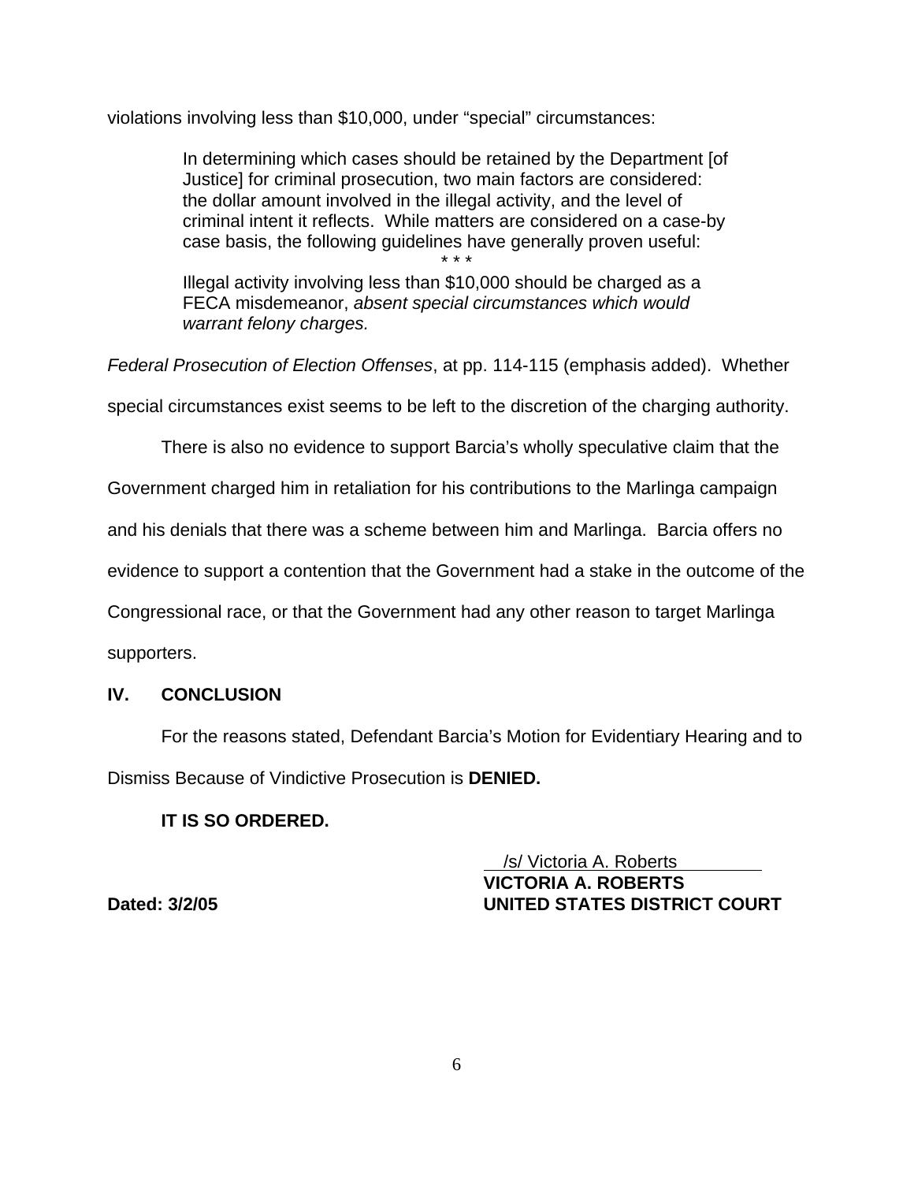violations involving less than $10,000, under "special" circumstances:

> In determining which cases should be retained by the Department [of Justice] for criminal prosecution, two main factors are considered: the dollar amount involved in the illegal activity, and the level of criminal intent it reflects. While matters are considered on a case-by case basis, the following guidelines have generally proven useful:
>
> \* \* \*
>
> Illegal activity involving less than $10,000 should be charged as a FECA misdemeanor, *absent special circumstances which would warrant felony charges.*

*Federal Prosecution of Election Offenses*, at pp. 114-115 (emphasis added). Whether special circumstances exist seems to be left to the discretion of the charging authority.

There is also no evidence to support Barcia's wholly speculative claim that the Government charged him in retaliation for his contributions to the Marlinga campaign and his denials that there was a scheme between him and Marlinga. Barcia offers no evidence to support a contention that the Government had a stake in the outcome of the Congressional race, or that the Government had any other reason to target Marlinga supporters.

## IV. CONCLUSION

For the reasons stated, Defendant Barcia's Motion for Evidentiary Hearing and to Dismiss Because of Vindictive Prosecution is **DENIED.**

**IT IS SO ORDERED.**

/s/ Victoria A. Roberts
**VICTORIA A. ROBERTS**
**UNITED STATES DISTRICT COURT**

**Dated: 3/2/05**